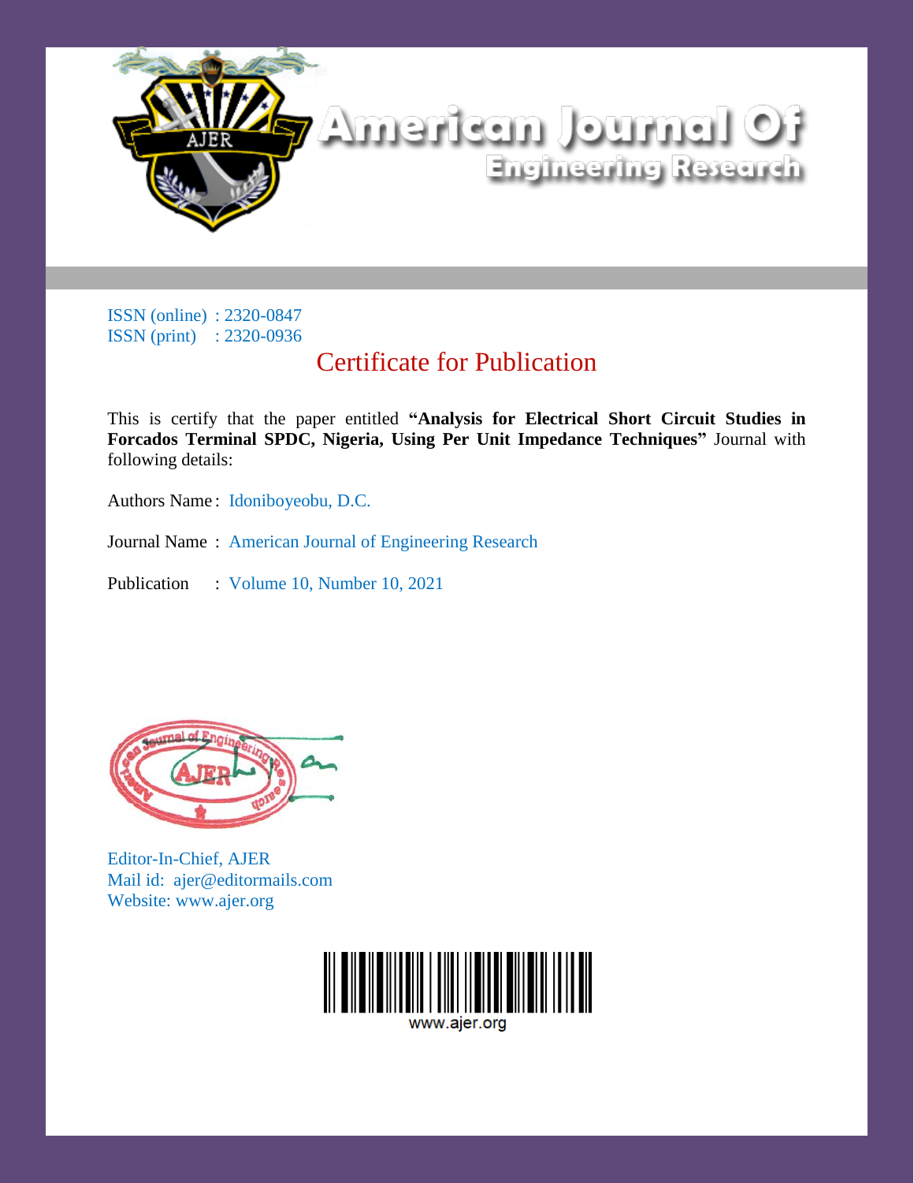# American Journal Of Engineering Research

ISSN (online) : 2320-0847
ISSN (print) : 2320-0936

## Certificate for Publication

This is certify that the paper entitled **"Analysis for Electrical Short Circuit Studies in Forcados Terminal SPDC, Nigeria, Using Per Unit Impedance Techniques"** Journal with following details:

Authors Name : Idoniboyeobu, D.C.

Journal Name : American Journal of Engineering Research

Publication : Volume 10, Number 10, 2021

Editor-In-Chief, AJER
Mail id: ajer@editormails.com
Website: www.ajer.org

www.ajer.org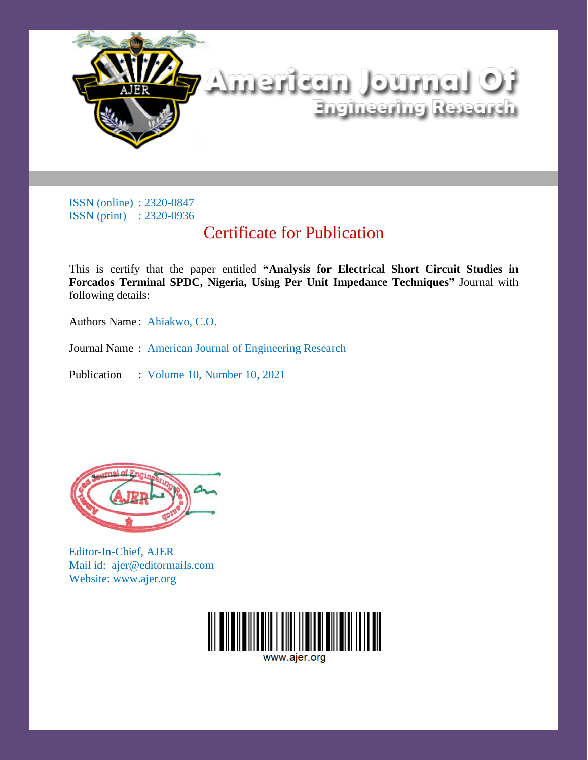# American Journal Of Engineering Research

ISSN (online) : 2320-0847
ISSN (print) : 2320-0936

## Certificate for Publication

This is certify that the paper entitled **"Analysis for Electrical Short Circuit Studies in Forcados Terminal SPDC, Nigeria, Using Per Unit Impedance Techniques"** Journal with following details:

Authors Name : Ahiakwo, C.O.

Journal Name : American Journal of Engineering Research

Publication : Volume 10, Number 10, 2021

Editor-In-Chief, AJER
Mail id: ajer@editormails.com
Website: www.ajer.org

www.ajer.org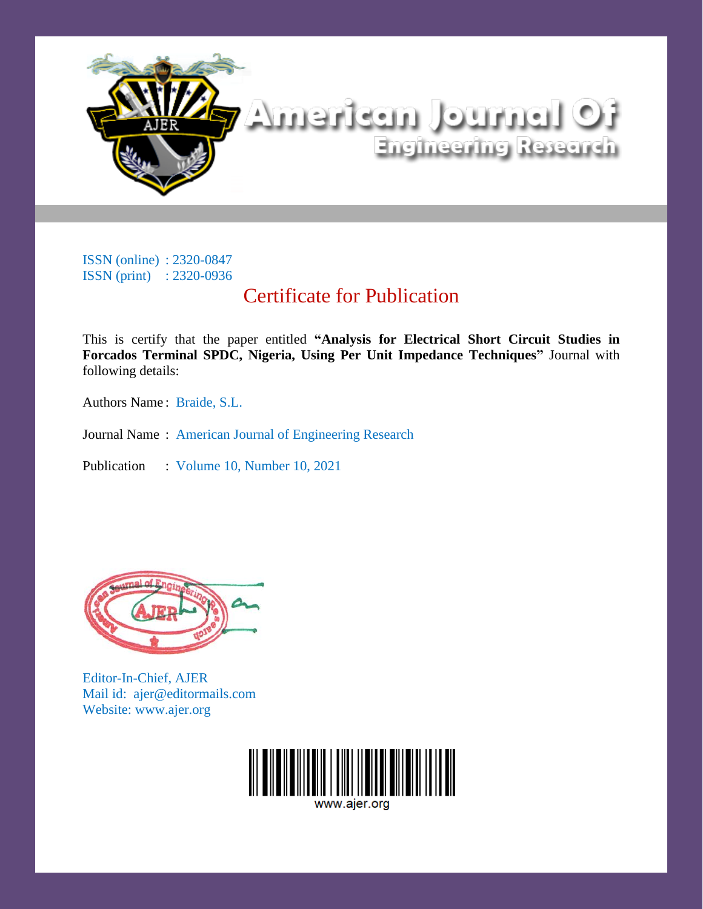# American Journal Of Engineering Research

ISSN (online) : 2320-0847
ISSN (print) : 2320-0936

## Certificate for Publication

This is certify that the paper entitled **"Analysis for Electrical Short Circuit Studies in Forcados Terminal SPDC, Nigeria, Using Per Unit Impedance Techniques"** Journal with following details:

Authors Name : Braide, S.L.

Journal Name : American Journal of Engineering Research

Publication : Volume 10, Number 10, 2021

Editor-In-Chief, AJER
Mail id: ajer@editormails.com
Website: www.ajer.org

www.ajer.org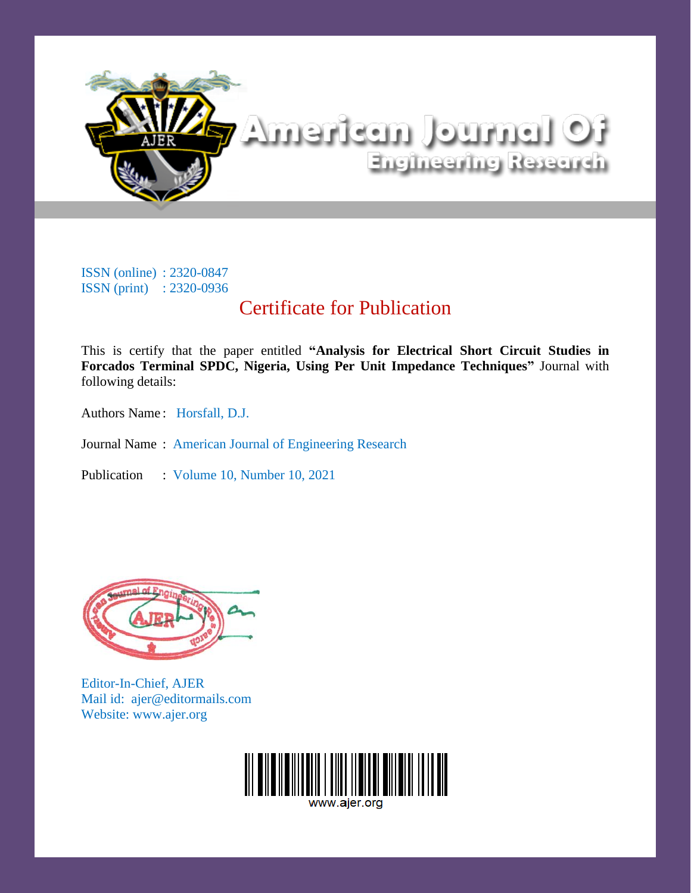# American Journal Of Engineering Research

ISSN (online) : 2320-0847
ISSN (print) : 2320-0936

## Certificate for Publication

This is certify that the paper entitled **"Analysis for Electrical Short Circuit Studies in Forcados Terminal SPDC, Nigeria, Using Per Unit Impedance Techniques"** Journal with following details:

Authors Name : Horsfall, D.J.

Journal Name : American Journal of Engineering Research

Publication : Volume 10, Number 10, 2021

Editor-In-Chief, AJER
Mail id: ajer@editormails.com
Website: www.ajer.org

www.ajer.org